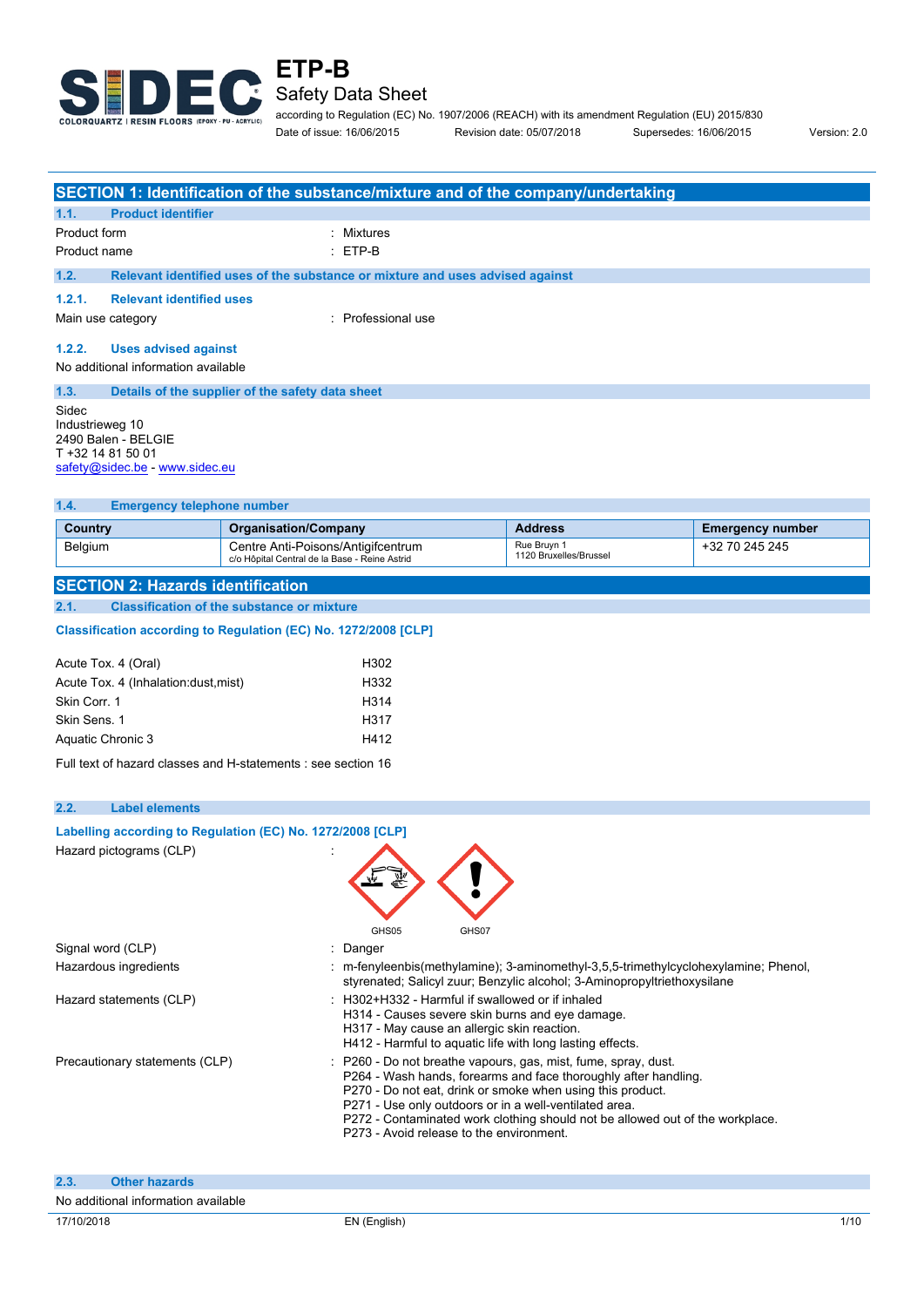# ETP-B

## Safety Data Sheet

according to Regulation (EC) No. 1907/2006 (REACH) with its amendment Regulation (EU) 2015/830

Date of issue: 16/06/2015 Revision date: 05/07/2018 Supersedes: 16/06/2015 Version: 2.0

## SECTION 1: Identification of the substance/mixture and of the company/undertaking

### 1.1. Product identifier

Product form : Mixtures

Product name : ETP-B

### 1.2. Relevant identified uses of the substance or mixture and uses advised against

#### 1.2.1. Relevant identified uses

Main use category : Professional use

#### 1.2.2. Uses advised against

No additional information available

### 1.3. Details of the supplier of the safety data sheet

Sidec
Industrieweg 10
2490 Balen - BELGIE
T +32 14 81 50 01
safety@sidec.be - www.sidec.eu

### 1.4. Emergency telephone number

| Country | Organisation/Company | Address | Emergency number |
| --- | --- | --- | --- |
| Belgium | Centre Anti-Poisons/Antigifcentrum c/o Hôpital Central de la Base - Reine Astrid | Rue Bruyn 1 1120 Bruxelles/Brussel | +32 70 245 245 |

## SECTION 2: Hazards identification

### 2.1. Classification of the substance or mixture

**Classification according to Regulation (EC) No. 1272/2008 [CLP]**

| | |
| --- | --- |
| Acute Tox. 4 (Oral) | H302 |
| Acute Tox. 4 (Inhalation:dust,mist) | H332 |
| Skin Corr. 1 | H314 |
| Skin Sens. 1 | H317 |
| Aquatic Chronic 3 | H412 |

Full text of hazard classes and H-statements : see section 16

### 2.2. Label elements

**Labelling according to Regulation (EC) No. 1272/2008 [CLP]**

Hazard pictograms (CLP) : GHS05 GHS07

Signal word (CLP) : Danger

Hazardous ingredients : m-fenyleenbis(methylamine); 3-aminomethyl-3,5,5-trimethylcyclohexylamine; Phenol, styrenated; Salicyl zuur; Benzylic alcohol; 3-Aminopropyltriethoxysilane

Hazard statements (CLP) :
- H302+H332 - Harmful if swallowed or if inhaled
- H314 - Causes severe skin burns and eye damage.
- H317 - May cause an allergic skin reaction.
- H412 - Harmful to aquatic life with long lasting effects.

Precautionary statements (CLP) :
- P260 - Do not breathe vapours, gas, mist, fume, spray, dust.
- P264 - Wash hands, forearms and face thoroughly after handling.
- P270 - Do not eat, drink or smoke when using this product.
- P271 - Use only outdoors or in a well-ventilated area.
- P272 - Contaminated work clothing should not be allowed out of the workplace.
- P273 - Avoid release to the environment.

### 2.3. Other hazards

No additional information available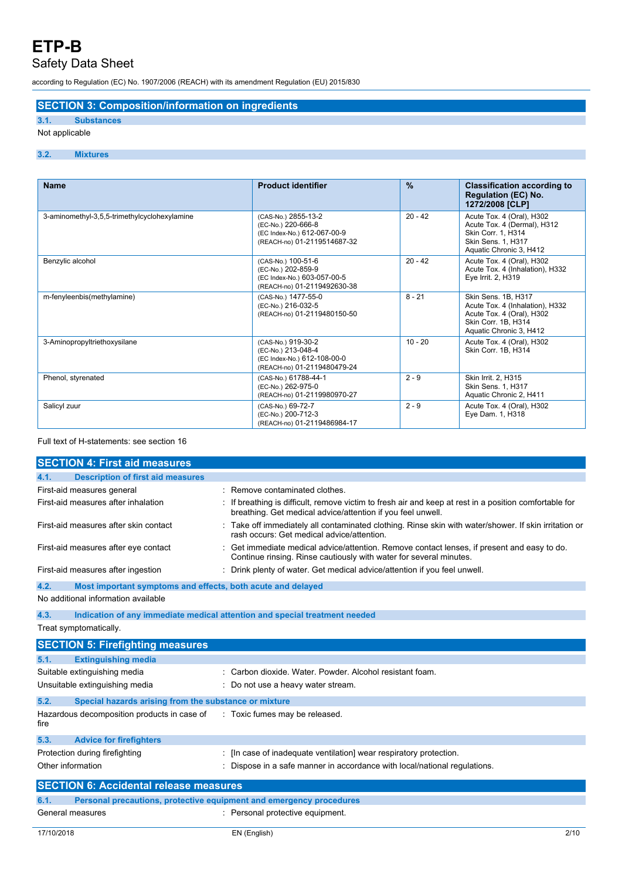## SECTION 3: Composition/information on ingredients

### 3.1. Substances

Not applicable

### 3.2. Mixtures

| Name | Product identifier | % | Classification according to Regulation (EC) No. 1272/2008 [CLP] |
|---|---|---|---|
| 3-aminomethyl-3,5,5-trimethylcyclohexylamine | (CAS-No.) 2855-13-2<br>(EC-No.) 220-666-8<br>(EC Index-No.) 612-067-00-9<br>(REACH-no) 01-2119514687-32 | 20 - 42 | Acute Tox. 4 (Oral), H302<br>Acute Tox. 4 (Dermal), H312<br>Skin Corr. 1, H314<br>Skin Sens. 1, H317<br>Aquatic Chronic 3, H412 |
| Benzylic alcohol | (CAS-No.) 100-51-6<br>(EC-No.) 202-859-9<br>(EC Index-No.) 603-057-00-5<br>(REACH-no) 01-2119492630-38 | 20 - 42 | Acute Tox. 4 (Oral), H302<br>Acute Tox. 4 (Inhalation), H332<br>Eye Irrit. 2, H319 |
| m-fenyleenbis(methylamine) | (CAS-No.) 1477-55-0<br>(EC-No.) 216-032-5<br>(REACH-no) 01-2119480150-50 | 8 - 21 | Skin Sens. 1B, H317<br>Acute Tox. 4 (Inhalation), H332<br>Acute Tox. 4 (Oral), H302<br>Skin Corr. 1B, H314<br>Aquatic Chronic 3, H412 |
| 3-Aminopropyltriethoxysilane | (CAS-No.) 919-30-2<br>(EC-No.) 213-048-4<br>(EC Index-No.) 612-108-00-0<br>(REACH-no) 01-2119480479-24 | 10 - 20 | Acute Tox. 4 (Oral), H302<br>Skin Corr. 1B, H314 |
| Phenol, styrenated | (CAS-No.) 61788-44-1<br>(EC-No.) 262-975-0<br>(REACH-no) 01-2119980970-27 | 2 - 9 | Skin Irrit. 2, H315<br>Skin Sens. 1, H317<br>Aquatic Chronic 2, H411 |
| Salicyl zuur | (CAS-No.) 69-72-7<br>(EC-No.) 200-712-3<br>(REACH-no) 01-2119486984-17 | 2 - 9 | Acute Tox. 4 (Oral), H302<br>Eye Dam. 1, H318 |

Full text of H-statements: see section 16

## SECTION 4: First aid measures

### 4.1. Description of first aid measures

First-aid measures general : Remove contaminated clothes.

First-aid measures after inhalation : If breathing is difficult, remove victim to fresh air and keep at rest in a position comfortable for breathing. Get medical advice/attention if you feel unwell.

First-aid measures after skin contact : Take off immediately all contaminated clothing. Rinse skin with water/shower. If skin irritation or rash occurs: Get medical advice/attention.

First-aid measures after eye contact : Get immediate medical advice/attention. Remove contact lenses, if present and easy to do. Continue rinsing. Rinse cautiously with water for several minutes.

First-aid measures after ingestion : Drink plenty of water. Get medical advice/attention if you feel unwell.

### 4.2. Most important symptoms and effects, both acute and delayed

No additional information available

### 4.3. Indication of any immediate medical attention and special treatment needed

Treat symptomatically.

## SECTION 5: Firefighting measures

### 5.1. Extinguishing media

Suitable extinguishing media : Carbon dioxide. Water. Powder. Alcohol resistant foam.

Unsuitable extinguishing media : Do not use a heavy water stream.

### 5.2. Special hazards arising from the substance or mixture

Hazardous decomposition products in case of fire : Toxic fumes may be released.

### 5.3. Advice for firefighters

Protection during firefighting : [In case of inadequate ventilation] wear respiratory protection.

Other information : Dispose in a safe manner in accordance with local/national regulations.

## SECTION 6: Accidental release measures

### 6.1. Personal precautions, protective equipment and emergency procedures

General measures : Personal protective equipment.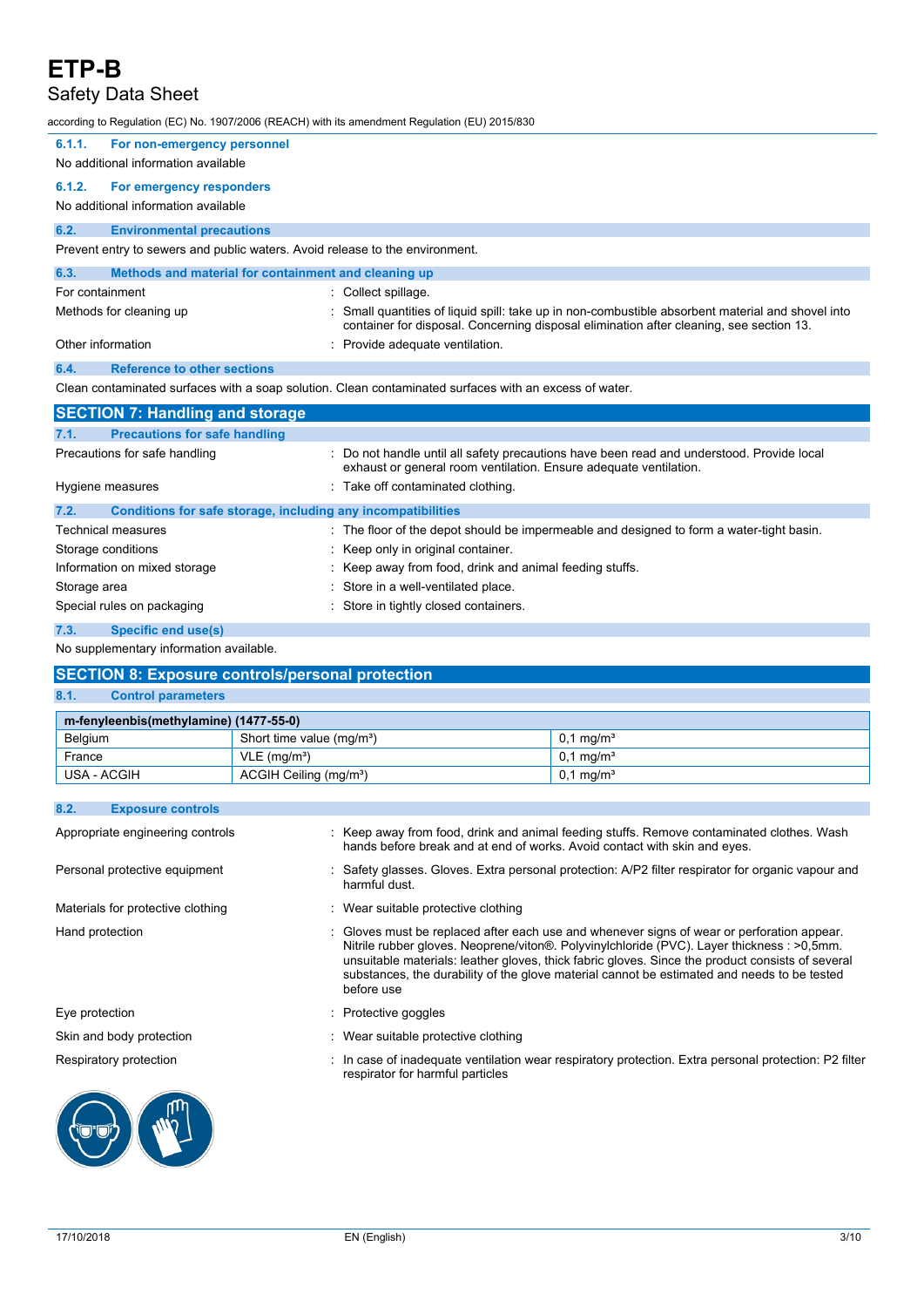#### 6.1.1. For non-emergency personnel

No additional information available

#### 6.1.2. For emergency responders

No additional information available

### 6.2. Environmental precautions

Prevent entry to sewers and public waters. Avoid release to the environment.

### 6.3. Methods and material for containment and cleaning up

| | |
|---|---|
| For containment | : Collect spillage. |
| Methods for cleaning up | : Small quantities of liquid spill: take up in non-combustible absorbent material and shovel into container for disposal. Concerning disposal elimination after cleaning, see section 13. |
| Other information | : Provide adequate ventilation. |

### 6.4. Reference to other sections

Clean contaminated surfaces with a soap solution. Clean contaminated surfaces with an excess of water.

## SECTION 7: Handling and storage

### 7.1. Precautions for safe handling

| | |
|---|---|
| Precautions for safe handling | : Do not handle until all safety precautions have been read and understood. Provide local exhaust or general room ventilation. Ensure adequate ventilation. |
| Hygiene measures | : Take off contaminated clothing. |

### 7.2. Conditions for safe storage, including any incompatibilities

| | |
|---|---|
| Technical measures | : The floor of the depot should be impermeable and designed to form a water-tight basin. |
| Storage conditions | : Keep only in original container. |
| Information on mixed storage | : Keep away from food, drink and animal feeding stuffs. |
| Storage area | : Store in a well-ventilated place. |
| Special rules on packaging | : Store in tightly closed containers. |

### 7.3. Specific end use(s)

No supplementary information available.

## SECTION 8: Exposure controls/personal protection

### 8.1. Control parameters

| m-fenyleenbis(methylamine) (1477-55-0) | | |
|---|---|---|
| Belgium | Short time value (mg/m³) | 0,1 mg/m³ |
| France | VLE (mg/m³) | 0,1 mg/m³ |
| USA - ACGIH | ACGIH Ceiling (mg/m³) | 0,1 mg/m³ |

### 8.2. Exposure controls

| | |
|---|---|
| Appropriate engineering controls | : Keep away from food, drink and animal feeding stuffs. Remove contaminated clothes. Wash hands before break and at end of works. Avoid contact with skin and eyes. |
| Personal protective equipment | : Safety glasses. Gloves. Extra personal protection: A/P2 filter respirator for organic vapour and harmful dust. |
| Materials for protective clothing | : Wear suitable protective clothing |
| Hand protection | : Gloves must be replaced after each use and whenever signs of wear or perforation appear. Nitrile rubber gloves. Neoprene/viton®. Polyvinylchloride (PVC). Layer thickness : >0,5mm. unsuitable materials: leather gloves, thick fabric gloves. Since the product consists of several substances, the durability of the glove material cannot be estimated and needs to be tested before use |
| Eye protection | : Protective goggles |
| Skin and body protection | : Wear suitable protective clothing |
| Respiratory protection | : In case of inadequate ventilation wear respiratory protection. Extra personal protection: P2 filter respirator for harmful particles |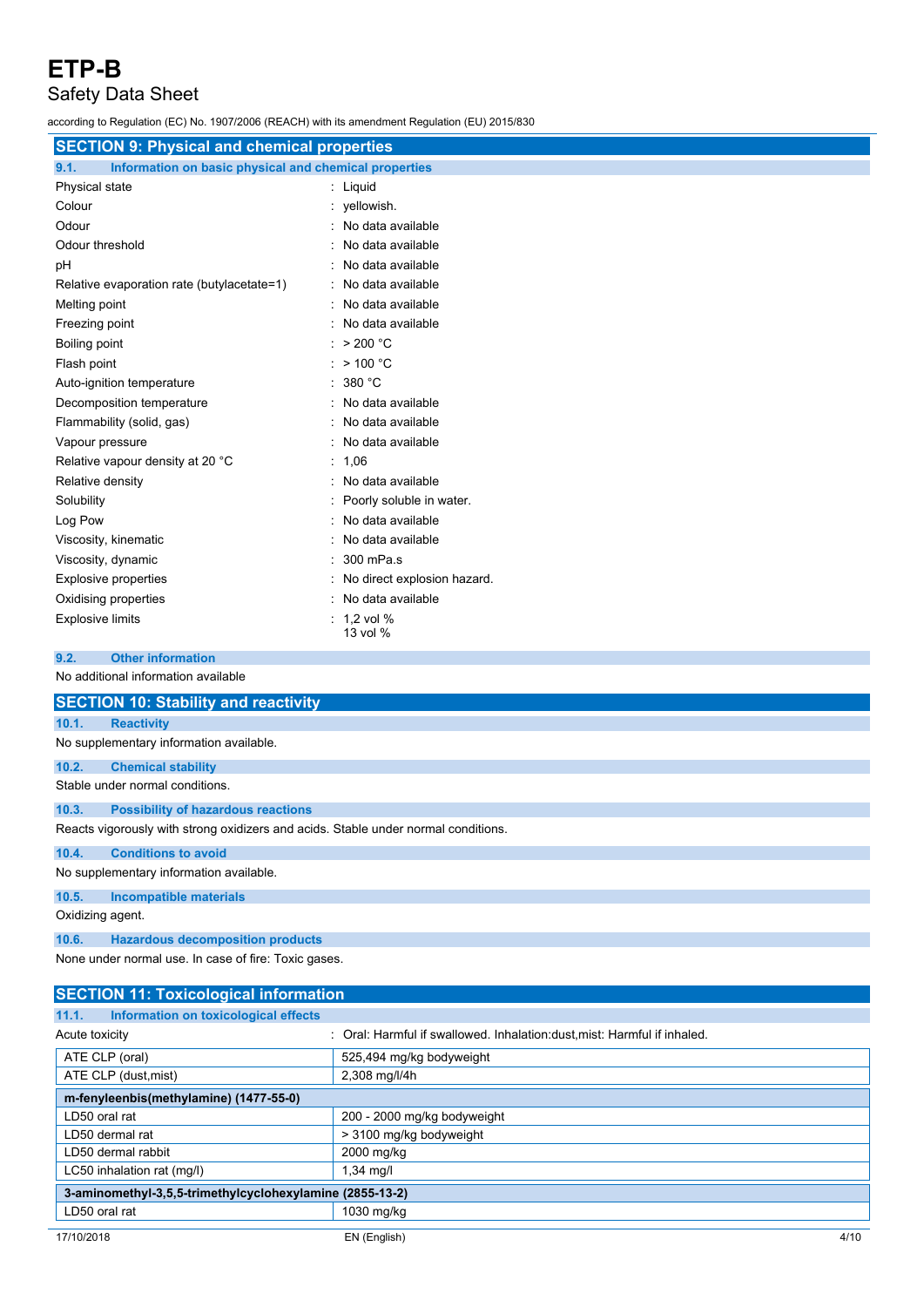## SECTION 9: Physical and chemical properties

### 9.1. Information on basic physical and chemical properties

| | |
|---|---|
| Physical state | : Liquid |
| Colour | : yellowish. |
| Odour | : No data available |
| Odour threshold | : No data available |
| pH | : No data available |
| Relative evaporation rate (butylacetate=1) | : No data available |
| Melting point | : No data available |
| Freezing point | : No data available |
| Boiling point | : > 200 °C |
| Flash point | : > 100 °C |
| Auto-ignition temperature | : 380 °C |
| Decomposition temperature | : No data available |
| Flammability (solid, gas) | : No data available |
| Vapour pressure | : No data available |
| Relative vapour density at 20 °C | : 1,06 |
| Relative density | : No data available |
| Solubility | : Poorly soluble in water. |
| Log Pow | : No data available |
| Viscosity, kinematic | : No data available |
| Viscosity, dynamic | : 300 mPa.s |
| Explosive properties | : No direct explosion hazard. |
| Oxidising properties | : No data available |
| Explosive limits | : 1,2 vol % 13 vol % |

### 9.2. Other information

No additional information available

## SECTION 10: Stability and reactivity

### 10.1. Reactivity

No supplementary information available.

### 10.2. Chemical stability

Stable under normal conditions.

### 10.3. Possibility of hazardous reactions

Reacts vigorously with strong oxidizers and acids. Stable under normal conditions.

### 10.4. Conditions to avoid

No supplementary information available.

### 10.5. Incompatible materials

Oxidizing agent.

### 10.6. Hazardous decomposition products

None under normal use. In case of fire: Toxic gases.

## SECTION 11: Toxicological information

### 11.1. Information on toxicological effects

Acute toxicity : Oral: Harmful if swallowed. Inhalation:dust,mist: Harmful if inhaled.

| | |
|---|---|
| ATE CLP (oral) | 525,494 mg/kg bodyweight |
| ATE CLP (dust,mist) | 2,308 mg/l/4h |

| **m-fenyleenbis(methylamine) (1477-55-0)** | |
|---|---|
| LD50 oral rat | 200 - 2000 mg/kg bodyweight |
| LD50 dermal rat | > 3100 mg/kg bodyweight |
| LD50 dermal rabbit | 2000 mg/kg |
| LC50 inhalation rat (mg/l) | 1,34 mg/l |

| **3-aminomethyl-3,5,5-trimethylcyclohexylamine (2855-13-2)** | |
|---|---|
| LD50 oral rat | 1030 mg/kg |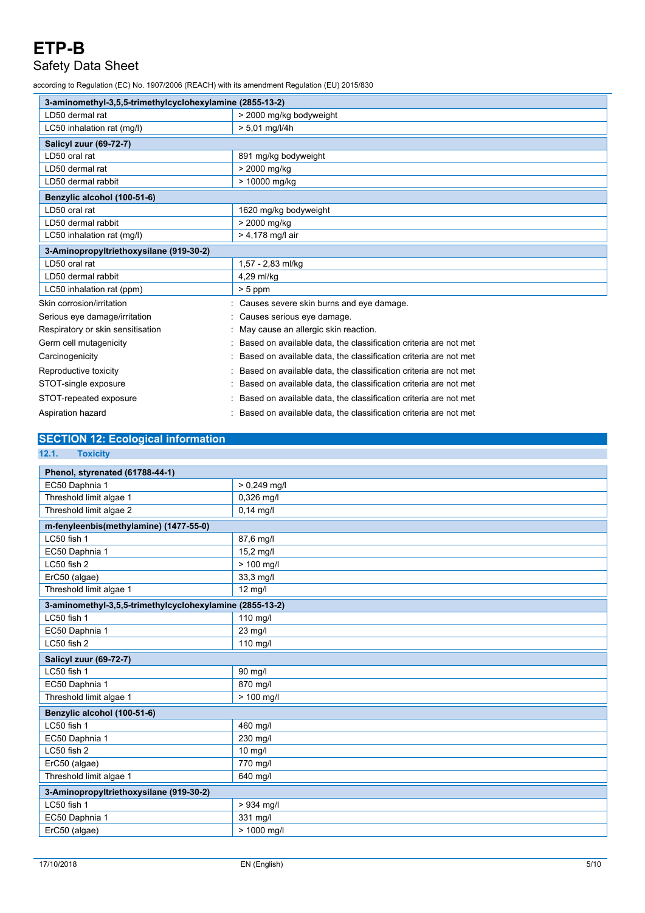| 3-aminomethyl-3,5,5-trimethylcyclohexylamine (2855-13-2) | |
|---|---|
| LD50 dermal rat | > 2000 mg/kg bodyweight |
| LC50 inhalation rat (mg/l) | > 5,01 mg/l/4h |
| **Salicyl zuur (69-72-7)** | |
| LD50 oral rat | 891 mg/kg bodyweight |
| LD50 dermal rat | > 2000 mg/kg |
| LD50 dermal rabbit | > 10000 mg/kg |
| **Benzylic alcohol (100-51-6)** | |
| LD50 oral rat | 1620 mg/kg bodyweight |
| LD50 dermal rabbit | > 2000 mg/kg |
| LC50 inhalation rat (mg/l) | > 4,178 mg/l air |
| **3-Aminopropyltriethoxysilane (919-30-2)** | |
| LD50 oral rat | 1,57 - 2,83 ml/kg |
| LD50 dermal rabbit | 4,29 ml/kg |
| LC50 inhalation rat (ppm) | > 5 ppm |

Skin corrosion/irritation : Causes severe skin burns and eye damage.

Serious eye damage/irritation : Causes serious eye damage.

Respiratory or skin sensitisation : May cause an allergic skin reaction.

Germ cell mutagenicity : Based on available data, the classification criteria are not met

Carcinogenicity : Based on available data, the classification criteria are not met

Reproductive toxicity : Based on available data, the classification criteria are not met

STOT-single exposure : Based on available data, the classification criteria are not met

STOT-repeated exposure : Based on available data, the classification criteria are not met

Aspiration hazard : Based on available data, the classification criteria are not met

## SECTION 12: Ecological information

### 12.1. Toxicity

| Phenol, styrenated (61788-44-1) | |
|---|---|
| EC50 Daphnia 1 | > 0,249 mg/l |
| Threshold limit algae 1 | 0,326 mg/l |
| Threshold limit algae 2 | 0,14 mg/l |
| **m-fenyleenbis(methylamine) (1477-55-0)** | |
| LC50 fish 1 | 87,6 mg/l |
| EC50 Daphnia 1 | 15,2 mg/l |
| LC50 fish 2 | > 100 mg/l |
| ErC50 (algae) | 33,3 mg/l |
| Threshold limit algae 1 | 12 mg/l |
| **3-aminomethyl-3,5,5-trimethylcyclohexylamine (2855-13-2)** | |
| LC50 fish 1 | 110 mg/l |
| EC50 Daphnia 1 | 23 mg/l |
| LC50 fish 2 | 110 mg/l |
| **Salicyl zuur (69-72-7)** | |
| LC50 fish 1 | 90 mg/l |
| EC50 Daphnia 1 | 870 mg/l |
| Threshold limit algae 1 | > 100 mg/l |
| **Benzylic alcohol (100-51-6)** | |
| LC50 fish 1 | 460 mg/l |
| EC50 Daphnia 1 | 230 mg/l |
| LC50 fish 2 | 10 mg/l |
| ErC50 (algae) | 770 mg/l |
| Threshold limit algae 1 | 640 mg/l |
| **3-Aminopropyltriethoxysilane (919-30-2)** | |
| LC50 fish 1 | > 934 mg/l |
| EC50 Daphnia 1 | 331 mg/l |
| ErC50 (algae) | > 1000 mg/l |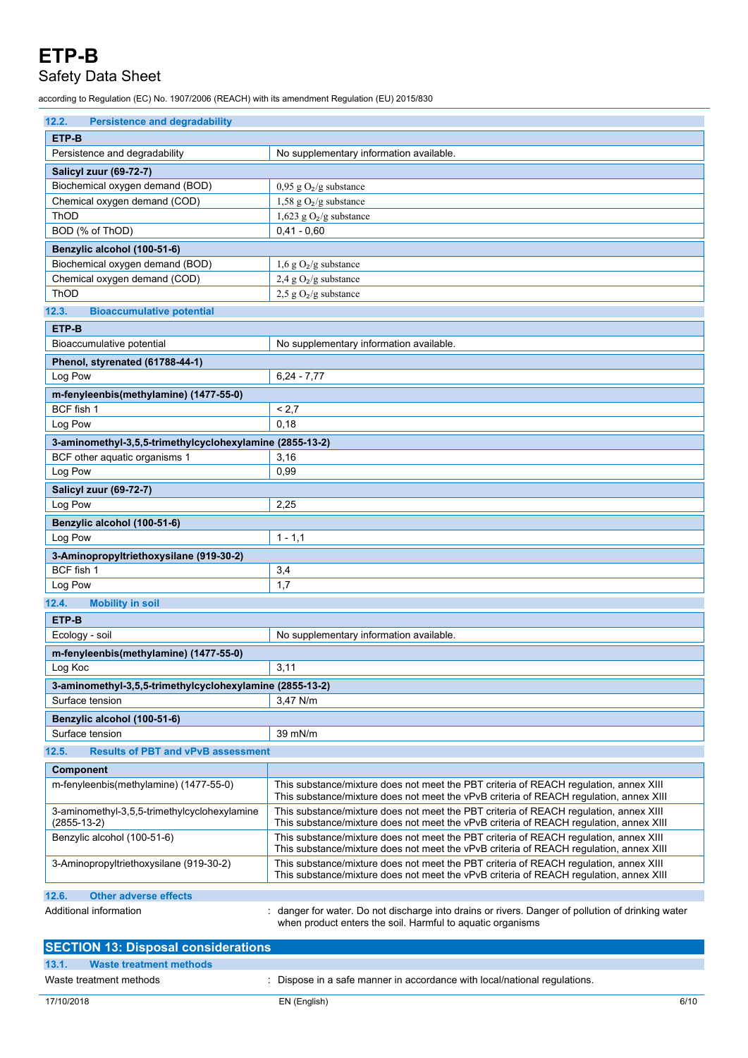### 12.2. Persistence and degradability

| ETP-B | |
|---|---|
| Persistence and degradability | No supplementary information available. |
| **Salicyl zuur (69-72-7)** | |
| Biochemical oxygen demand (BOD) | 0,95 g $O_2$/g substance |
| Chemical oxygen demand (COD) | 1,58 g $O_2$/g substance |
| ThOD | 1,623 g $O_2$/g substance |
| BOD (% of ThOD) | 0,41 - 0,60 |
| **Benzylic alcohol (100-51-6)** | |
| Biochemical oxygen demand (BOD) | 1,6 g $O_2$/g substance |
| Chemical oxygen demand (COD) | 2,4 g $O_2$/g substance |
| ThOD | 2,5 g $O_2$/g substance |

### 12.3. Bioaccumulative potential

| ETP-B | |
|---|---|
| Bioaccumulative potential | No supplementary information available. |
| **Phenol, styrenated (61788-44-1)** | |
| Log Pow | 6,24 - 7,77 |
| **m-fenyleenbis(methylamine) (1477-55-0)** | |
| BCF fish 1 | < 2,7 |
| Log Pow | 0,18 |
| **3-aminomethyl-3,5,5-trimethylcyclohexylamine (2855-13-2)** | |
| BCF other aquatic organisms 1 | 3,16 |
| Log Pow | 0,99 |
| **Salicyl zuur (69-72-7)** | |
| Log Pow | 2,25 |
| **Benzylic alcohol (100-51-6)** | |
| Log Pow | 1 - 1,1 |
| **3-Aminopropyltriethoxysilane (919-30-2)** | |
| BCF fish 1 | 3,4 |
| Log Pow | 1,7 |

### 12.4. Mobility in soil

| ETP-B | |
|---|---|
| Ecology - soil | No supplementary information available. |
| **m-fenyleenbis(methylamine) (1477-55-0)** | |
| Log Koc | 3,11 |
| **3-aminomethyl-3,5,5-trimethylcyclohexylamine (2855-13-2)** | |
| Surface tension | 3,47 N/m |
| **Benzylic alcohol (100-51-6)** | |
| Surface tension | 39 mN/m |

### 12.5. Results of PBT and vPvB assessment

| Component | |
|---|---|
| m-fenyleenbis(methylamine) (1477-55-0) | This substance/mixture does not meet the PBT criteria of REACH regulation, annex XIII<br>This substance/mixture does not meet the vPvB criteria of REACH regulation, annex XIII |
| 3-aminomethyl-3,5,5-trimethylcyclohexylamine (2855-13-2) | This substance/mixture does not meet the PBT criteria of REACH regulation, annex XIII<br>This substance/mixture does not meet the vPvB criteria of REACH regulation, annex XIII |
| Benzylic alcohol (100-51-6) | This substance/mixture does not meet the PBT criteria of REACH regulation, annex XIII<br>This substance/mixture does not meet the vPvB criteria of REACH regulation, annex XIII |
| 3-Aminopropyltriethoxysilane (919-30-2) | This substance/mixture does not meet the PBT criteria of REACH regulation, annex XIII<br>This substance/mixture does not meet the vPvB criteria of REACH regulation, annex XIII |

### 12.6. Other adverse effects

Additional information : danger for water. Do not discharge into drains or rivers. Danger of pollution of drinking water when product enters the soil. Harmful to aquatic organisms

## SECTION 13: Disposal considerations

### 13.1. Waste treatment methods

Waste treatment methods : Dispose in a safe manner in accordance with local/national regulations.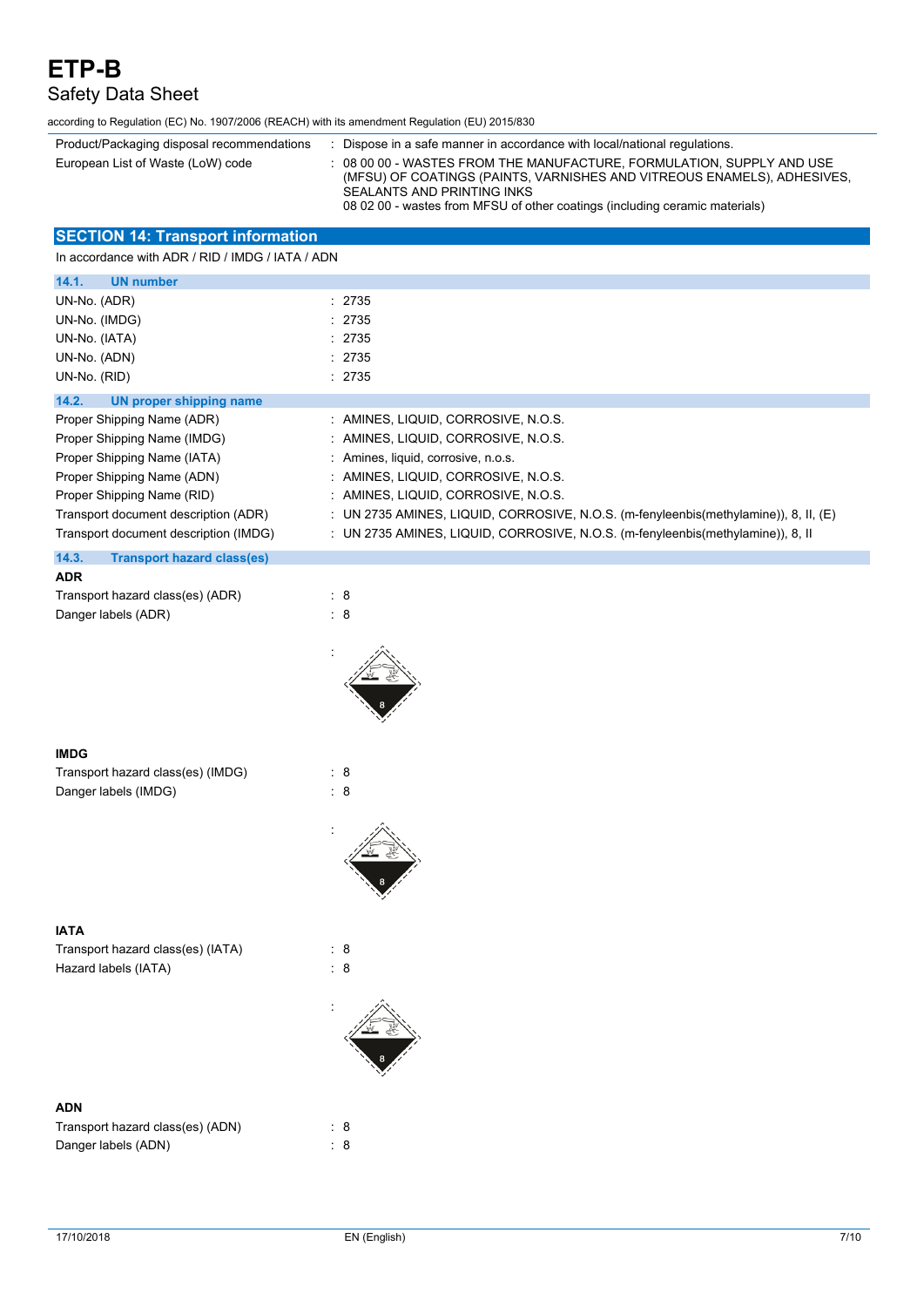| | |
|---|---|
| Product/Packaging disposal recommendations | : Dispose in a safe manner in accordance with local/national regulations. |
| European List of Waste (LoW) code | : 08 00 00 - WASTES FROM THE MANUFACTURE, FORMULATION, SUPPLY AND USE (MFSU) OF COATINGS (PAINTS, VARNISHES AND VITREOUS ENAMELS), ADHESIVES, SEALANTS AND PRINTING INKS<br>08 02 00 - wastes from MFSU of other coatings (including ceramic materials) |

## SECTION 14: Transport information

In accordance with ADR / RID / IMDG / IATA / ADN

### 14.1. UN number

| | |
|---|---|
| UN-No. (ADR) | : 2735 |
| UN-No. (IMDG) | : 2735 |
| UN-No. (IATA) | : 2735 |
| UN-No. (ADN) | : 2735 |
| UN-No. (RID) | : 2735 |

### 14.2. UN proper shipping name

| | |
|---|---|
| Proper Shipping Name (ADR) | : AMINES, LIQUID, CORROSIVE, N.O.S. |
| Proper Shipping Name (IMDG) | : AMINES, LIQUID, CORROSIVE, N.O.S. |
| Proper Shipping Name (IATA) | : Amines, liquid, corrosive, n.o.s. |
| Proper Shipping Name (ADN) | : AMINES, LIQUID, CORROSIVE, N.O.S. |
| Proper Shipping Name (RID) | : AMINES, LIQUID, CORROSIVE, N.O.S. |
| Transport document description (ADR) | : UN 2735 AMINES, LIQUID, CORROSIVE, N.O.S. (m-fenyleenbis(methylamine)), 8, II, (E) |
| Transport document description (IMDG) | : UN 2735 AMINES, LIQUID, CORROSIVE, N.O.S. (m-fenyleenbis(methylamine)), 8, II |

### 14.3. Transport hazard class(es)

**ADR**

| | |
|---|---|
| Transport hazard class(es) (ADR) | : 8 |
| Danger labels (ADR) | : 8 |

**IMDG**

| | |
|---|---|
| Transport hazard class(es) (IMDG) | : 8 |
| Danger labels (IMDG) | : 8 |

**IATA**

| | |
|---|---|
| Transport hazard class(es) (IATA) | : 8 |
| Hazard labels (IATA) | : 8 |

**ADN**

| | |
|---|---|
| Transport hazard class(es) (ADN) | : 8 |
| Danger labels (ADN) | : 8 |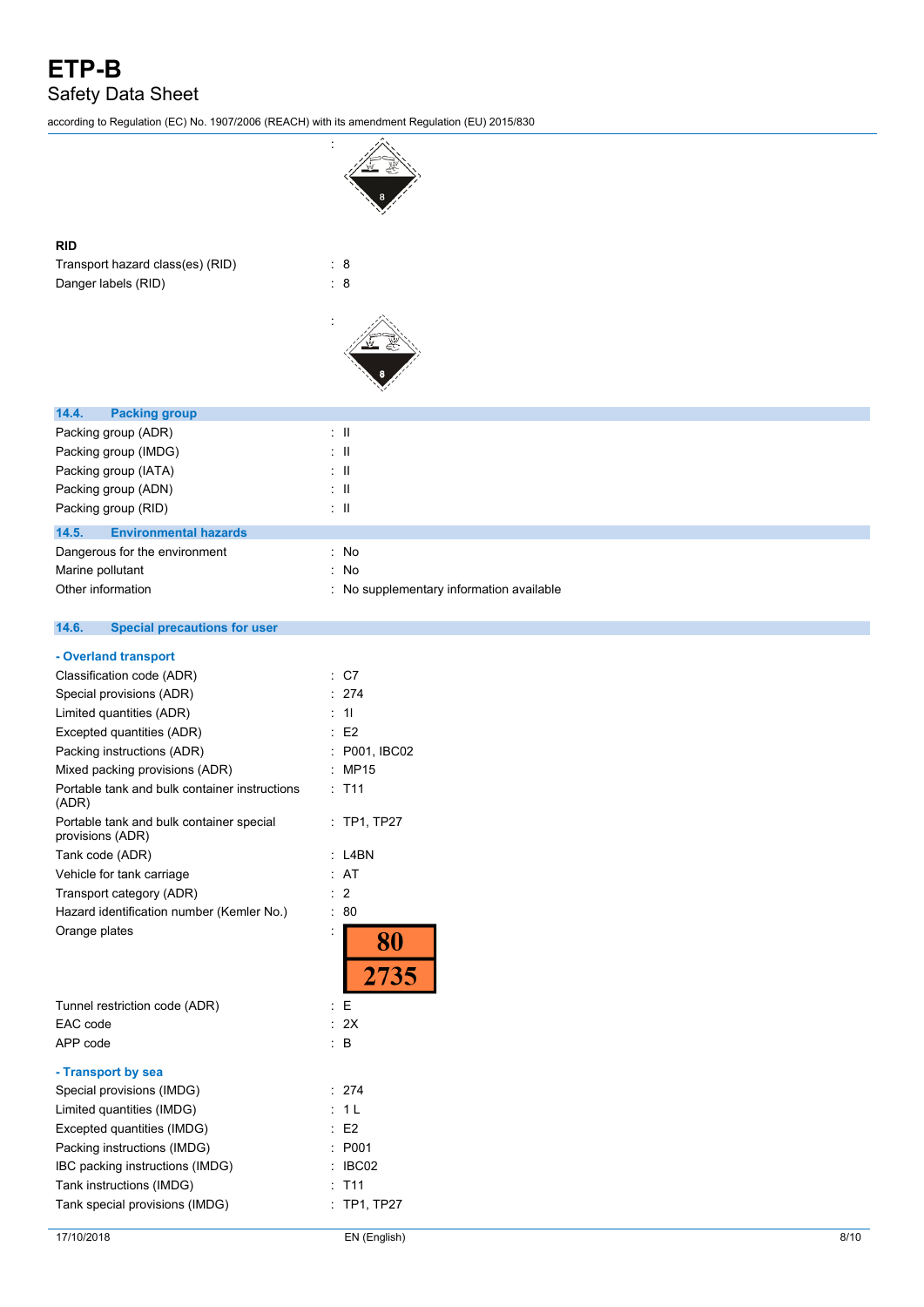:

**RID**

Transport hazard class(es) (RID) : 8

Danger labels (RID) : 8

:

### 14.4. Packing group

Packing group (ADR) : II

Packing group (IMDG) : II

Packing group (IATA) : II

Packing group (ADN) : II

Packing group (RID) : II

### 14.5. Environmental hazards

Dangerous for the environment : No

Marine pollutant : No

Other information : No supplementary information available

### 14.6. Special precautions for user

**- Overland transport**

Classification code (ADR) : C7

Special provisions (ADR) : 274

Limited quantities (ADR) : 1l

Excepted quantities (ADR) : E2

Packing instructions (ADR) : P001, IBC02

Mixed packing provisions (ADR) : MP15

Portable tank and bulk container instructions (ADR) : T11

Portable tank and bulk container special provisions (ADR) : TP1, TP27

Tank code (ADR) : L4BN

Vehicle for tank carriage : AT

Transport category (ADR) : 2

Hazard identification number (Kemler No.) : 80

Orange plates :

| 80 |
|---|
| 2735 |

Tunnel restriction code (ADR) : E

EAC code : 2X

APP code : B

**- Transport by sea**

Special provisions (IMDG) : 274

Limited quantities (IMDG) : 1 L

Excepted quantities (IMDG) : E2

Packing instructions (IMDG) : P001

IBC packing instructions (IMDG) : IBC02

Tank instructions (IMDG) : T11

Tank special provisions (IMDG) : TP1, TP27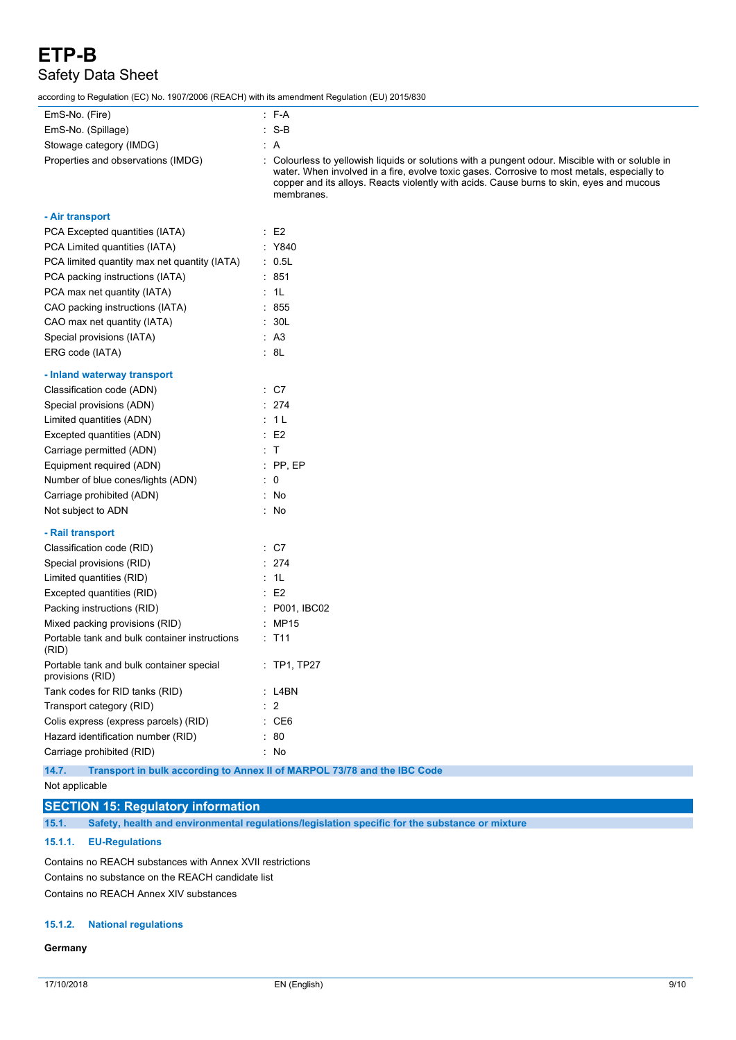| | |
|---|---|
| EmS-No. (Fire) | : F-A |
| EmS-No. (Spillage) | : S-B |
| Stowage category (IMDG) | : A |
| Properties and observations (IMDG) | : Colourless to yellowish liquids or solutions with a pungent odour. Miscible with or soluble in water. When involved in a fire, evolve toxic gases. Corrosive to most metals, especially to copper and its alloys. Reacts violently with acids. Cause burns to skin, eyes and mucous membranes. |

**- Air transport**

| | |
|---|---|
| PCA Excepted quantities (IATA) | : E2 |
| PCA Limited quantities (IATA) | : Y840 |
| PCA limited quantity max net quantity (IATA) | : 0.5L |
| PCA packing instructions (IATA) | : 851 |
| PCA max net quantity (IATA) | : 1L |
| CAO packing instructions (IATA) | : 855 |
| CAO max net quantity (IATA) | : 30L |
| Special provisions (IATA) | : A3 |
| ERG code (IATA) | : 8L |

**- Inland waterway transport**

| | |
|---|---|
| Classification code (ADN) | : C7 |
| Special provisions (ADN) | : 274 |
| Limited quantities (ADN) | : 1 L |
| Excepted quantities (ADN) | : E2 |
| Carriage permitted (ADN) | : T |
| Equipment required (ADN) | : PP, EP |
| Number of blue cones/lights (ADN) | : 0 |
| Carriage prohibited (ADN) | : No |
| Not subject to ADN | : No |

**- Rail transport**

| | |
|---|---|
| Classification code (RID) | : C7 |
| Special provisions (RID) | : 274 |
| Limited quantities (RID) | : 1L |
| Excepted quantities (RID) | : E2 |
| Packing instructions (RID) | : P001, IBC02 |
| Mixed packing provisions (RID) | : MP15 |
| Portable tank and bulk container instructions (RID) | : T11 |
| Portable tank and bulk container special provisions (RID) | : TP1, TP27 |
| Tank codes for RID tanks (RID) | : L4BN |
| Transport category (RID) | : 2 |
| Colis express (express parcels) (RID) | : CE6 |
| Hazard identification number (RID) | : 80 |
| Carriage prohibited (RID) | : No |

### 14.7. Transport in bulk according to Annex II of MARPOL 73/78 and the IBC Code

Not applicable

## SECTION 15: Regulatory information

### 15.1. Safety, health and environmental regulations/legislation specific for the substance or mixture

#### 15.1.1. EU-Regulations

Contains no REACH substances with Annex XVII restrictions

Contains no substance on the REACH candidate list

Contains no REACH Annex XIV substances

#### 15.1.2. National regulations

**Germany**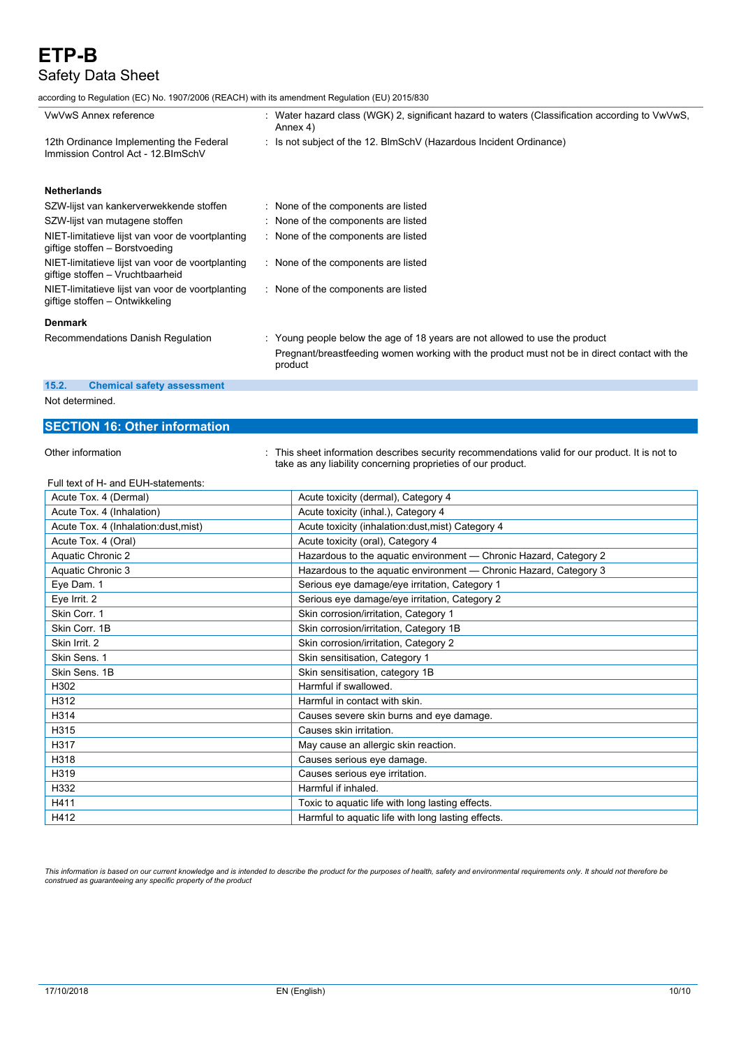| | |
|---|---|
| VwVwS Annex reference | : Water hazard class (WGK) 2, significant hazard to waters (Classification according to VwVwS, Annex 4) |
| 12th Ordinance Implementing the Federal Immission Control Act - 12.BImSchV | : Is not subject of the 12. BImSchV (Hazardous Incident Ordinance) |

**Netherlands**

| | |
|---|---|
| SZW-lijst van kankerverwekkende stoffen | : None of the components are listed |
| SZW-lijst van mutagene stoffen | : None of the components are listed |
| NIET-limitatieve lijst van voor de voortplanting giftige stoffen – Borstvoeding | : None of the components are listed |
| NIET-limitatieve lijst van voor de voortplanting giftige stoffen – Vruchtbaarheid | : None of the components are listed |
| NIET-limitatieve lijst van voor de voortplanting giftige stoffen – Ontwikkeling | : None of the components are listed |

**Denmark**

| | |
|---|---|
| Recommendations Danish Regulation | : Young people below the age of 18 years are not allowed to use the product<br>Pregnant/breastfeeding women working with the product must not be in direct contact with the product |

### 15.2. Chemical safety assessment

Not determined.

## SECTION 16: Other information

| | |
|---|---|
| Other information | : This sheet information describes security recommendations valid for our product. It is not to take as any liability concerning proprieties of our product. |

Full text of H- and EUH-statements:

| | |
|---|---|
| Acute Tox. 4 (Dermal) | Acute toxicity (dermal), Category 4 |
| Acute Tox. 4 (Inhalation) | Acute toxicity (inhal.), Category 4 |
| Acute Tox. 4 (Inhalation:dust,mist) | Acute toxicity (inhalation:dust,mist) Category 4 |
| Acute Tox. 4 (Oral) | Acute toxicity (oral), Category 4 |
| Aquatic Chronic 2 | Hazardous to the aquatic environment — Chronic Hazard, Category 2 |
| Aquatic Chronic 3 | Hazardous to the aquatic environment — Chronic Hazard, Category 3 |
| Eye Dam. 1 | Serious eye damage/eye irritation, Category 1 |
| Eye Irrit. 2 | Serious eye damage/eye irritation, Category 2 |
| Skin Corr. 1 | Skin corrosion/irritation, Category 1 |
| Skin Corr. 1B | Skin corrosion/irritation, Category 1B |
| Skin Irrit. 2 | Skin corrosion/irritation, Category 2 |
| Skin Sens. 1 | Skin sensitisation, Category 1 |
| Skin Sens. 1B | Skin sensitisation, category 1B |
| H302 | Harmful if swallowed. |
| H312 | Harmful in contact with skin. |
| H314 | Causes severe skin burns and eye damage. |
| H315 | Causes skin irritation. |
| H317 | May cause an allergic skin reaction. |
| H318 | Causes serious eye damage. |
| H319 | Causes serious eye irritation. |
| H332 | Harmful if inhaled. |
| H411 | Toxic to aquatic life with long lasting effects. |
| H412 | Harmful to aquatic life with long lasting effects. |

*This information is based on our current knowledge and is intended to describe the product for the purposes of health, safety and environmental requirements only. It should not therefore be construed as guaranteeing any specific property of the product*